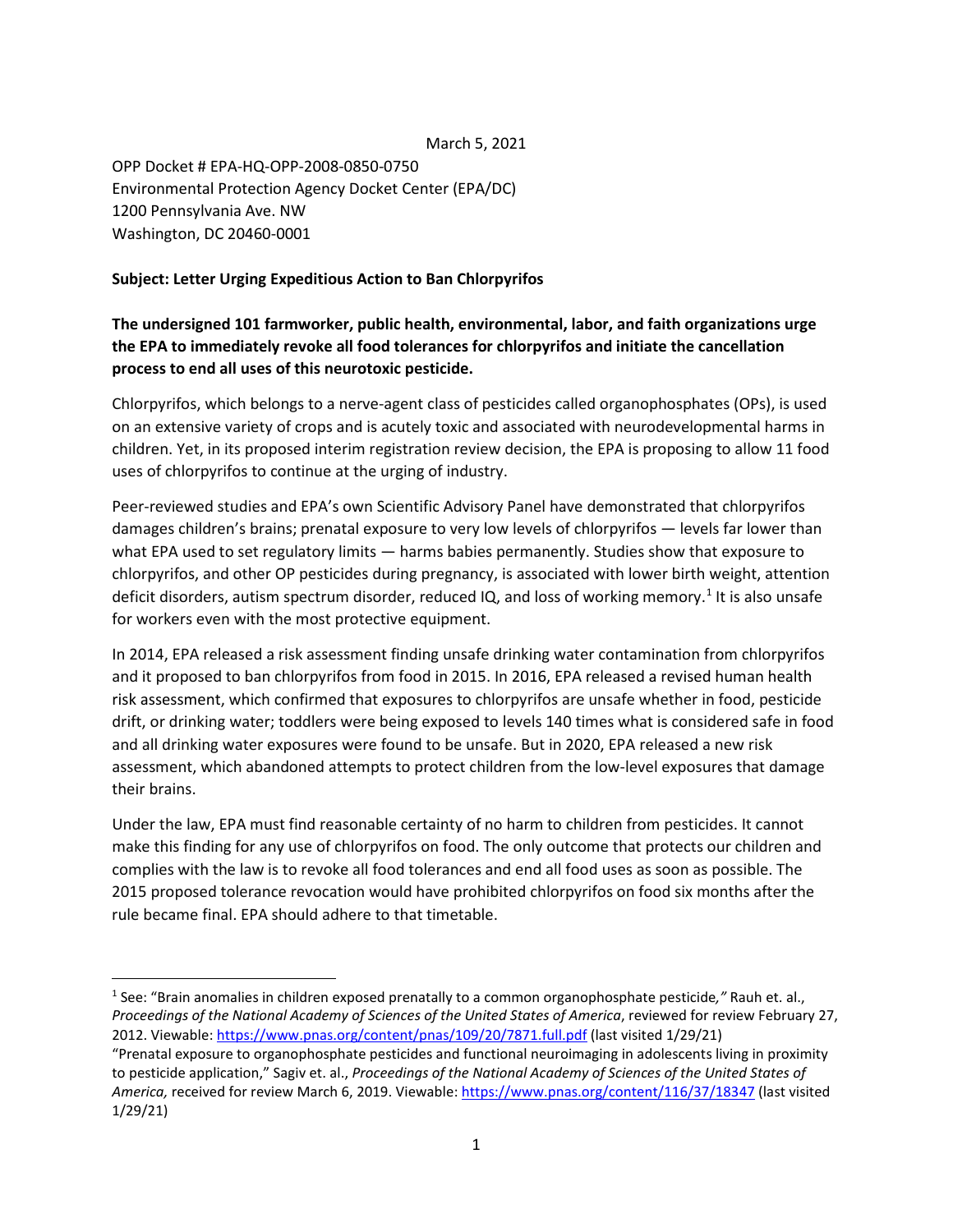March 5, 2021

OPP Docket # EPA-HQ-OPP-2008-0850-0750
Environmental Protection Agency Docket Center (EPA/DC)
1200 Pennsylvania Ave. NW
Washington, DC 20460-0001

**Subject: Letter Urging Expeditious Action to Ban Chlorpyrifos**

**The undersigned 101 farmworker, public health, environmental, labor, and faith organizations urge the EPA to immediately revoke all food tolerances for chlorpyrifos and initiate the cancellation process to end all uses of this neurotoxic pesticide.**

Chlorpyrifos, which belongs to a nerve-agent class of pesticides called organophosphates (OPs), is used on an extensive variety of crops and is acutely toxic and associated with neurodevelopmental harms in children. Yet, in its proposed interim registration review decision, the EPA is proposing to allow 11 food uses of chlorpyrifos to continue at the urging of industry.

Peer-reviewed studies and EPA's own Scientific Advisory Panel have demonstrated that chlorpyrifos damages children's brains; prenatal exposure to very low levels of chlorpyrifos — levels far lower than what EPA used to set regulatory limits — harms babies permanently. Studies show that exposure to chlorpyrifos, and other OP pesticides during pregnancy, is associated with lower birth weight, attention deficit disorders, autism spectrum disorder, reduced IQ, and loss of working memory.[1] It is also unsafe for workers even with the most protective equipment.

In 2014, EPA released a risk assessment finding unsafe drinking water contamination from chlorpyrifos and it proposed to ban chlorpyrifos from food in 2015. In 2016, EPA released a revised human health risk assessment, which confirmed that exposures to chlorpyrifos are unsafe whether in food, pesticide drift, or drinking water; toddlers were being exposed to levels 140 times what is considered safe in food and all drinking water exposures were found to be unsafe. But in 2020, EPA released a new risk assessment, which abandoned attempts to protect children from the low-level exposures that damage their brains.

Under the law, EPA must find reasonable certainty of no harm to children from pesticides. It cannot make this finding for any use of chlorpyrifos on food. The only outcome that protects our children and complies with the law is to revoke all food tolerances and end all food uses as soon as possible. The 2015 proposed tolerance revocation would have prohibited chlorpyrifos on food six months after the rule became final. EPA should adhere to that timetable.

---

[1] See: "Brain anomalies in children exposed prenatally to a common organophosphate pesticide*,"* Rauh et. al., *Proceedings of the National Academy of Sciences of the United States of America*, reviewed for review February 27, 2012. Viewable: https://www.pnas.org/content/pnas/109/20/7871.full.pdf (last visited 1/29/21)
"Prenatal exposure to organophosphate pesticides and functional neuroimaging in adolescents living in proximity to pesticide application," Sagiv et. al., *Proceedings of the National Academy of Sciences of the United States of America,* received for review March 6, 2019. Viewable: https://www.pnas.org/content/116/37/18347 (last visited 1/29/21)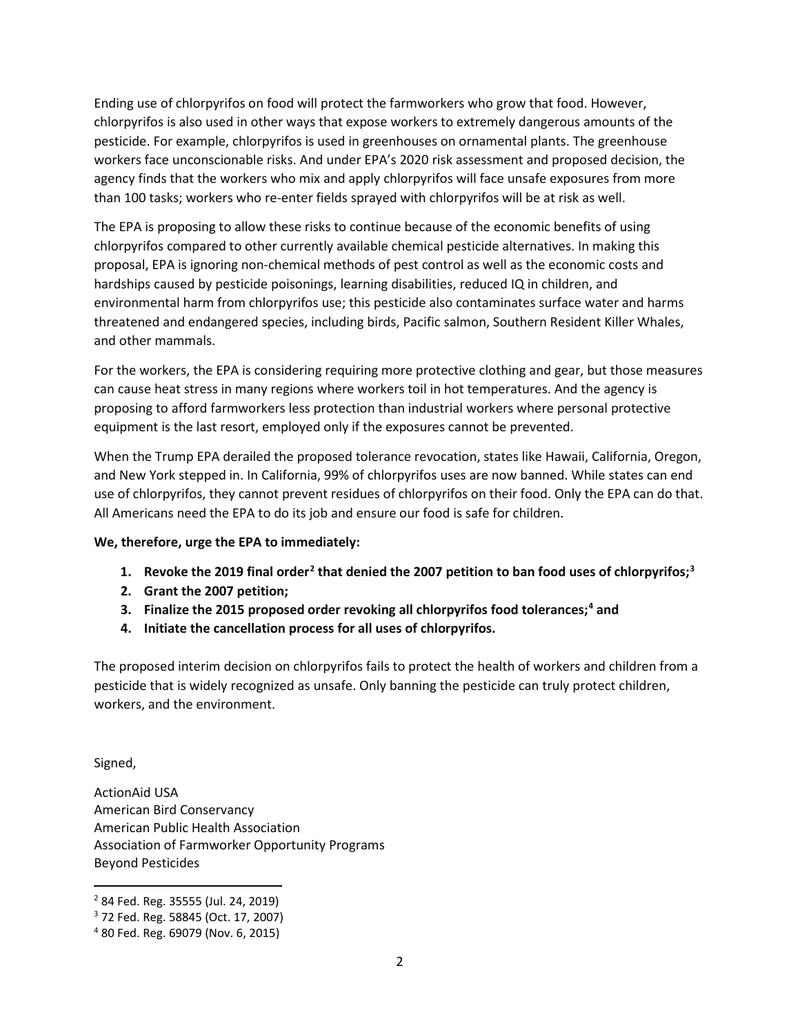Ending use of chlorpyrifos on food will protect the farmworkers who grow that food. However, chlorpyrifos is also used in other ways that expose workers to extremely dangerous amounts of the pesticide. For example, chlorpyrifos is used in greenhouses on ornamental plants. The greenhouse workers face unconscionable risks. And under EPA's 2020 risk assessment and proposed decision, the agency finds that the workers who mix and apply chlorpyrifos will face unsafe exposures from more than 100 tasks; workers who re-enter fields sprayed with chlorpyrifos will be at risk as well.

The EPA is proposing to allow these risks to continue because of the economic benefits of using chlorpyrifos compared to other currently available chemical pesticide alternatives. In making this proposal, EPA is ignoring non-chemical methods of pest control as well as the economic costs and hardships caused by pesticide poisonings, learning disabilities, reduced IQ in children, and environmental harm from chlorpyrifos use; this pesticide also contaminates surface water and harms threatened and endangered species, including birds, Pacific salmon, Southern Resident Killer Whales, and other mammals.

For the workers, the EPA is considering requiring more protective clothing and gear, but those measures can cause heat stress in many regions where workers toil in hot temperatures. And the agency is proposing to afford farmworkers less protection than industrial workers where personal protective equipment is the last resort, employed only if the exposures cannot be prevented.

When the Trump EPA derailed the proposed tolerance revocation, states like Hawaii, California, Oregon, and New York stepped in. In California, 99% of chlorpyrifos uses are now banned. While states can end use of chlorpyrifos, they cannot prevent residues of chlorpyrifos on their food. Only the EPA can do that. All Americans need the EPA to do its job and ensure our food is safe for children.

**We, therefore, urge the EPA to immediately:**

1. **Revoke the 2019 final order[2] that denied the 2007 petition to ban food uses of chlorpyrifos;[3]**
2. **Grant the 2007 petition;**
3. **Finalize the 2015 proposed order revoking all chlorpyrifos food tolerances;[4] and**
4. **Initiate the cancellation process for all uses of chlorpyrifos.**

The proposed interim decision on chlorpyrifos fails to protect the health of workers and children from a pesticide that is widely recognized as unsafe. Only banning the pesticide can truly protect children, workers, and the environment.

Signed,

ActionAid USA
American Bird Conservancy
American Public Health Association
Association of Farmworker Opportunity Programs
Beyond Pesticides

---

[2] 84 Fed. Reg. 35555 (Jul. 24, 2019)

[3] 72 Fed. Reg. 58845 (Oct. 17, 2007)

[4] 80 Fed. Reg. 69079 (Nov. 6, 2015)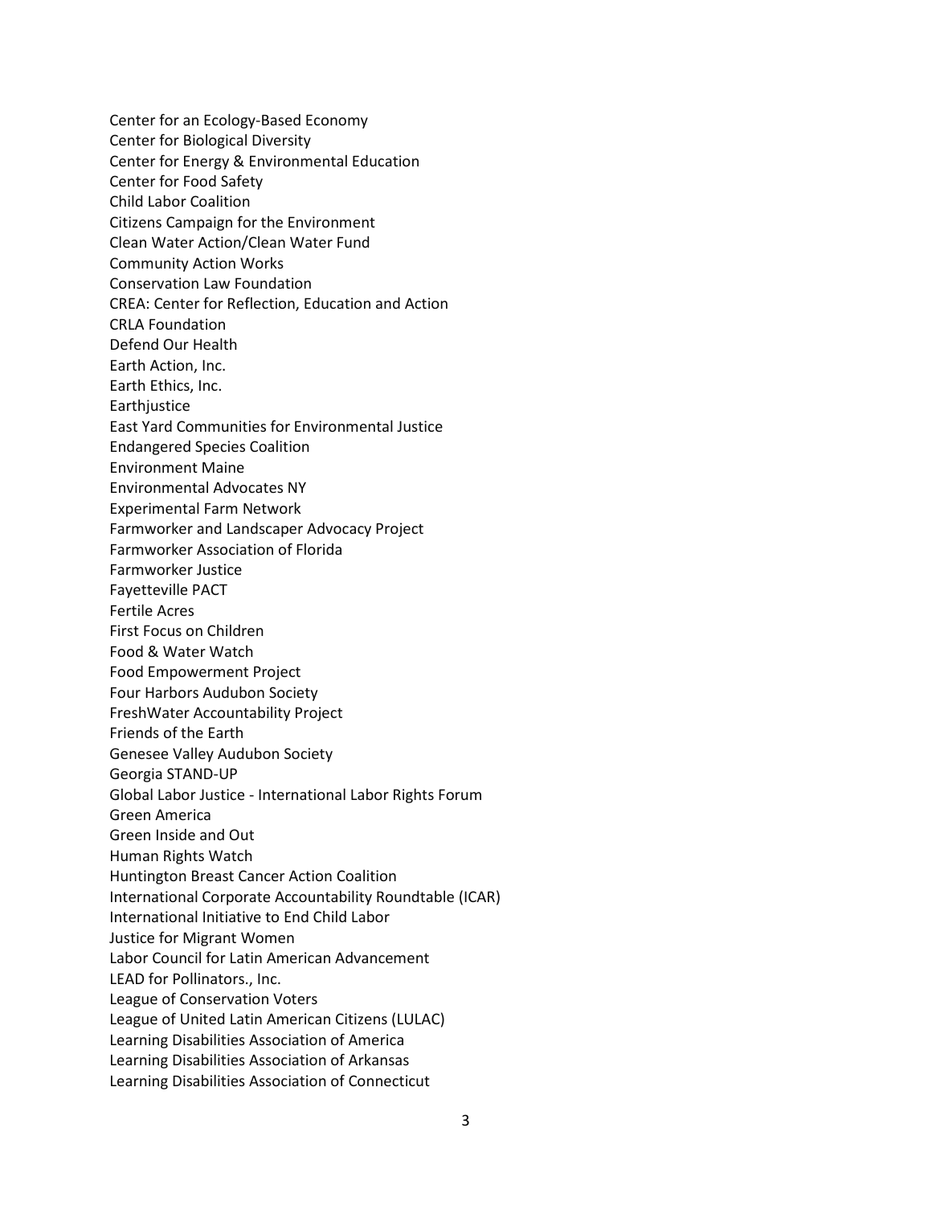Center for an Ecology-Based Economy
Center for Biological Diversity
Center for Energy & Environmental Education
Center for Food Safety
Child Labor Coalition
Citizens Campaign for the Environment
Clean Water Action/Clean Water Fund
Community Action Works
Conservation Law Foundation
CREA: Center for Reflection, Education and Action
CRLA Foundation
Defend Our Health
Earth Action, Inc.
Earth Ethics, Inc.
Earthjustice
East Yard Communities for Environmental Justice
Endangered Species Coalition
Environment Maine
Environmental Advocates NY
Experimental Farm Network
Farmworker and Landscaper Advocacy Project
Farmworker Association of Florida
Farmworker Justice
Fayetteville PACT
Fertile Acres
First Focus on Children
Food & Water Watch
Food Empowerment Project
Four Harbors Audubon Society
FreshWater Accountability Project
Friends of the Earth
Genesee Valley Audubon Society
Georgia STAND-UP
Global Labor Justice - International Labor Rights Forum
Green America
Green Inside and Out
Human Rights Watch
Huntington Breast Cancer Action Coalition
International Corporate Accountability Roundtable (ICAR)
International Initiative to End Child Labor
Justice for Migrant Women
Labor Council for Latin American Advancement
LEAD for Pollinators., Inc.
League of Conservation Voters
League of United Latin American Citizens (LULAC)
Learning Disabilities Association of America
Learning Disabilities Association of Arkansas
Learning Disabilities Association of Connecticut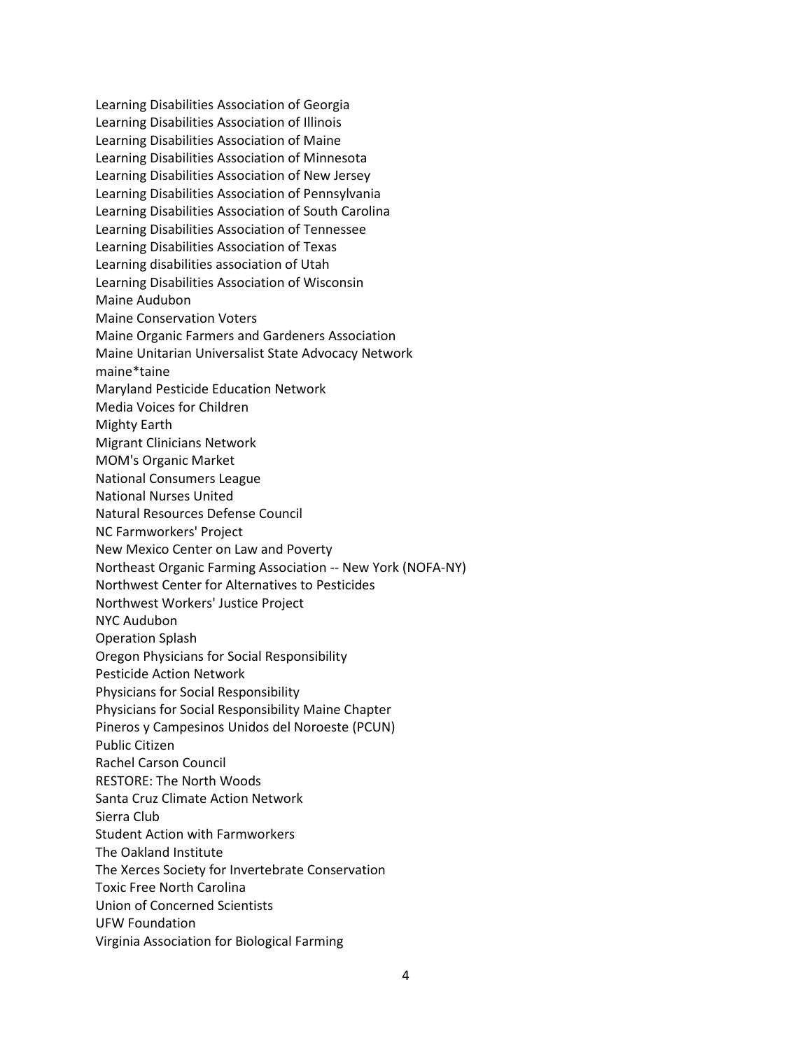Learning Disabilities Association of Georgia
Learning Disabilities Association of Illinois
Learning Disabilities Association of Maine
Learning Disabilities Association of Minnesota
Learning Disabilities Association of New Jersey
Learning Disabilities Association of Pennsylvania
Learning Disabilities Association of South Carolina
Learning Disabilities Association of Tennessee
Learning Disabilities Association of Texas
Learning disabilities association of Utah
Learning Disabilities Association of Wisconsin
Maine Audubon
Maine Conservation Voters
Maine Organic Farmers and Gardeners Association
Maine Unitarian Universalist State Advocacy Network
maine*taine
Maryland Pesticide Education Network
Media Voices for Children
Mighty Earth
Migrant Clinicians Network
MOM's Organic Market
National Consumers League
National Nurses United
Natural Resources Defense Council
NC Farmworkers' Project
New Mexico Center on Law and Poverty
Northeast Organic Farming Association -- New York (NOFA-NY)
Northwest Center for Alternatives to Pesticides
Northwest Workers' Justice Project
NYC Audubon
Operation Splash
Oregon Physicians for Social Responsibility
Pesticide Action Network
Physicians for Social Responsibility
Physicians for Social Responsibility Maine Chapter
Pineros y Campesinos Unidos del Noroeste (PCUN)
Public Citizen
Rachel Carson Council
RESTORE: The North Woods
Santa Cruz Climate Action Network
Sierra Club
Student Action with Farmworkers
The Oakland Institute
The Xerces Society for Invertebrate Conservation
Toxic Free North Carolina
Union of Concerned Scientists
UFW Foundation
Virginia Association for Biological Farming